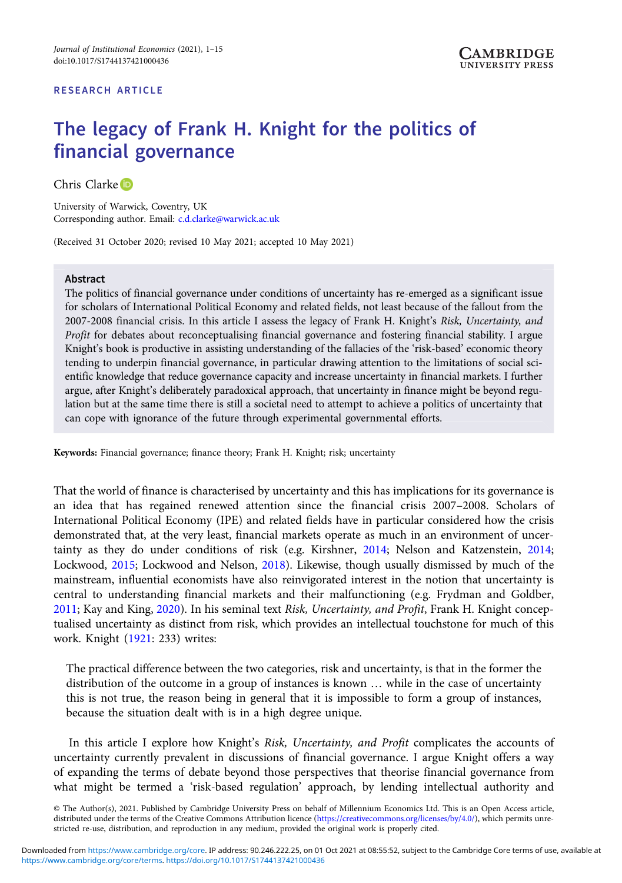RESEARCH ARTICLE

# The legacy of Frank H. Knight for the politics of financial governance

Chris Clarke

University of Warwick, Coventry, UK
Corresponding author. Email: c.d.clarke@warwick.ac.uk

(Received 31 October 2020; revised 10 May 2021; accepted 10 May 2021)

## Abstract

The politics of financial governance under conditions of uncertainty has re-emerged as a significant issue for scholars of International Political Economy and related fields, not least because of the fallout from the 2007-2008 financial crisis. In this article I assess the legacy of Frank H. Knight's *Risk, Uncertainty, and Profit* for debates about reconceptualising financial governance and fostering financial stability. I argue Knight's book is productive in assisting understanding of the fallacies of the 'risk-based' economic theory tending to underpin financial governance, in particular drawing attention to the limitations of social scientific knowledge that reduce governance capacity and increase uncertainty in financial markets. I further argue, after Knight's deliberately paradoxical approach, that uncertainty in finance might be beyond regulation but at the same time there is still a societal need to attempt to achieve a politics of uncertainty that can cope with ignorance of the future through experimental governmental efforts.

**Keywords:** Financial governance; finance theory; Frank H. Knight; risk; uncertainty

That the world of finance is characterised by uncertainty and this has implications for its governance is an idea that has regained renewed attention since the financial crisis 2007–2008. Scholars of International Political Economy (IPE) and related fields have in particular considered how the crisis demonstrated that, at the very least, financial markets operate as much in an environment of uncertainty as they do under conditions of risk (e.g. Kirshner, 2014; Nelson and Katzenstein, 2014; Lockwood, 2015; Lockwood and Nelson, 2018). Likewise, though usually dismissed by much of the mainstream, influential economists have also reinvigorated interest in the notion that uncertainty is central to understanding financial markets and their malfunctioning (e.g. Frydman and Goldber, 2011; Kay and King, 2020). In his seminal text *Risk, Uncertainty, and Profit*, Frank H. Knight conceptualised uncertainty as distinct from risk, which provides an intellectual touchstone for much of this work. Knight (1921: 233) writes:

> The practical difference between the two categories, risk and uncertainty, is that in the former the distribution of the outcome in a group of instances is known … while in the case of uncertainty this is not true, the reason being in general that it is impossible to form a group of instances, because the situation dealt with is in a high degree unique.

In this article I explore how Knight's *Risk, Uncertainty, and Profit* complicates the accounts of uncertainty currently prevalent in discussions of financial governance. I argue Knight offers a way of expanding the terms of debate beyond those perspectives that theorise financial governance from what might be termed a 'risk-based regulation' approach, by lending intellectual authority and

© The Author(s), 2021. Published by Cambridge University Press on behalf of Millennium Economics Ltd. This is an Open Access article, distributed under the terms of the Creative Commons Attribution licence (https://creativecommons.org/licenses/by/4.0/), which permits unrestricted re-use, distribution, and reproduction in any medium, provided the original work is properly cited.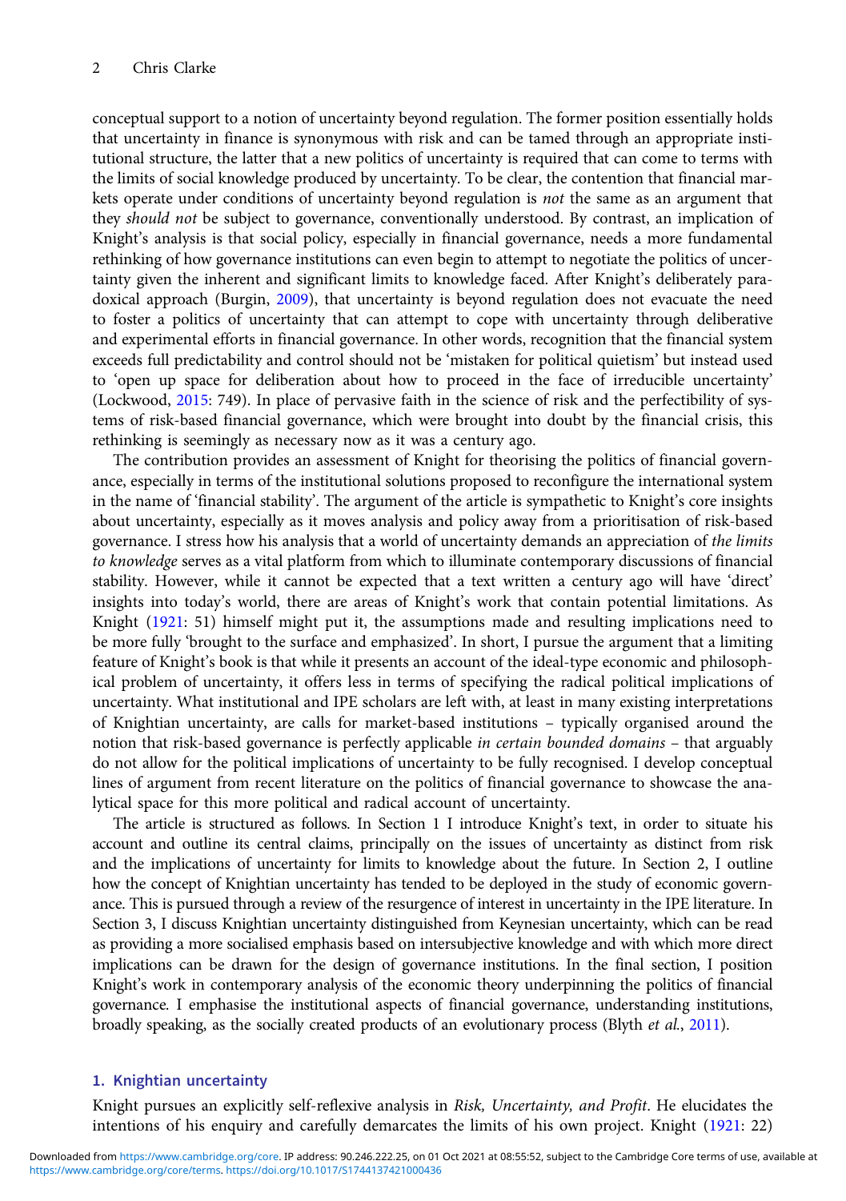conceptual support to a notion of uncertainty beyond regulation. The former position essentially holds that uncertainty in finance is synonymous with risk and can be tamed through an appropriate institutional structure, the latter that a new politics of uncertainty is required that can come to terms with the limits of social knowledge produced by uncertainty. To be clear, the contention that financial markets operate under conditions of uncertainty beyond regulation is *not* the same as an argument that they *should not* be subject to governance, conventionally understood. By contrast, an implication of Knight's analysis is that social policy, especially in financial governance, needs a more fundamental rethinking of how governance institutions can even begin to attempt to negotiate the politics of uncertainty given the inherent and significant limits to knowledge faced. After Knight's deliberately paradoxical approach (Burgin, 2009), that uncertainty is beyond regulation does not evacuate the need to foster a politics of uncertainty that can attempt to cope with uncertainty through deliberative and experimental efforts in financial governance. In other words, recognition that the financial system exceeds full predictability and control should not be 'mistaken for political quietism' but instead used to 'open up space for deliberation about how to proceed in the face of irreducible uncertainty' (Lockwood, 2015: 749). In place of pervasive faith in the science of risk and the perfectibility of systems of risk-based financial governance, which were brought into doubt by the financial crisis, this rethinking is seemingly as necessary now as it was a century ago.

The contribution provides an assessment of Knight for theorising the politics of financial governance, especially in terms of the institutional solutions proposed to reconfigure the international system in the name of 'financial stability'. The argument of the article is sympathetic to Knight's core insights about uncertainty, especially as it moves analysis and policy away from a prioritisation of risk-based governance. I stress how his analysis that a world of uncertainty demands an appreciation of *the limits to knowledge* serves as a vital platform from which to illuminate contemporary discussions of financial stability. However, while it cannot be expected that a text written a century ago will have 'direct' insights into today's world, there are areas of Knight's work that contain potential limitations. As Knight (1921: 51) himself might put it, the assumptions made and resulting implications need to be more fully 'brought to the surface and emphasized'. In short, I pursue the argument that a limiting feature of Knight's book is that while it presents an account of the ideal-type economic and philosophical problem of uncertainty, it offers less in terms of specifying the radical political implications of uncertainty. What institutional and IPE scholars are left with, at least in many existing interpretations of Knightian uncertainty, are calls for market-based institutions – typically organised around the notion that risk-based governance is perfectly applicable *in certain bounded domains* – that arguably do not allow for the political implications of uncertainty to be fully recognised. I develop conceptual lines of argument from recent literature on the politics of financial governance to showcase the analytical space for this more political and radical account of uncertainty.

The article is structured as follows. In Section 1 I introduce Knight's text, in order to situate his account and outline its central claims, principally on the issues of uncertainty as distinct from risk and the implications of uncertainty for limits to knowledge about the future. In Section 2, I outline how the concept of Knightian uncertainty has tended to be deployed in the study of economic governance. This is pursued through a review of the resurgence of interest in uncertainty in the IPE literature. In Section 3, I discuss Knightian uncertainty distinguished from Keynesian uncertainty, which can be read as providing a more socialised emphasis based on intersubjective knowledge and with which more direct implications can be drawn for the design of governance institutions. In the final section, I position Knight's work in contemporary analysis of the economic theory underpinning the politics of financial governance. I emphasise the institutional aspects of financial governance, understanding institutions, broadly speaking, as the socially created products of an evolutionary process (Blyth *et al.*, 2011).

## 1. Knightian uncertainty

Knight pursues an explicitly self-reflexive analysis in *Risk, Uncertainty, and Profit*. He elucidates the intentions of his enquiry and carefully demarcates the limits of his own project. Knight (1921: 22)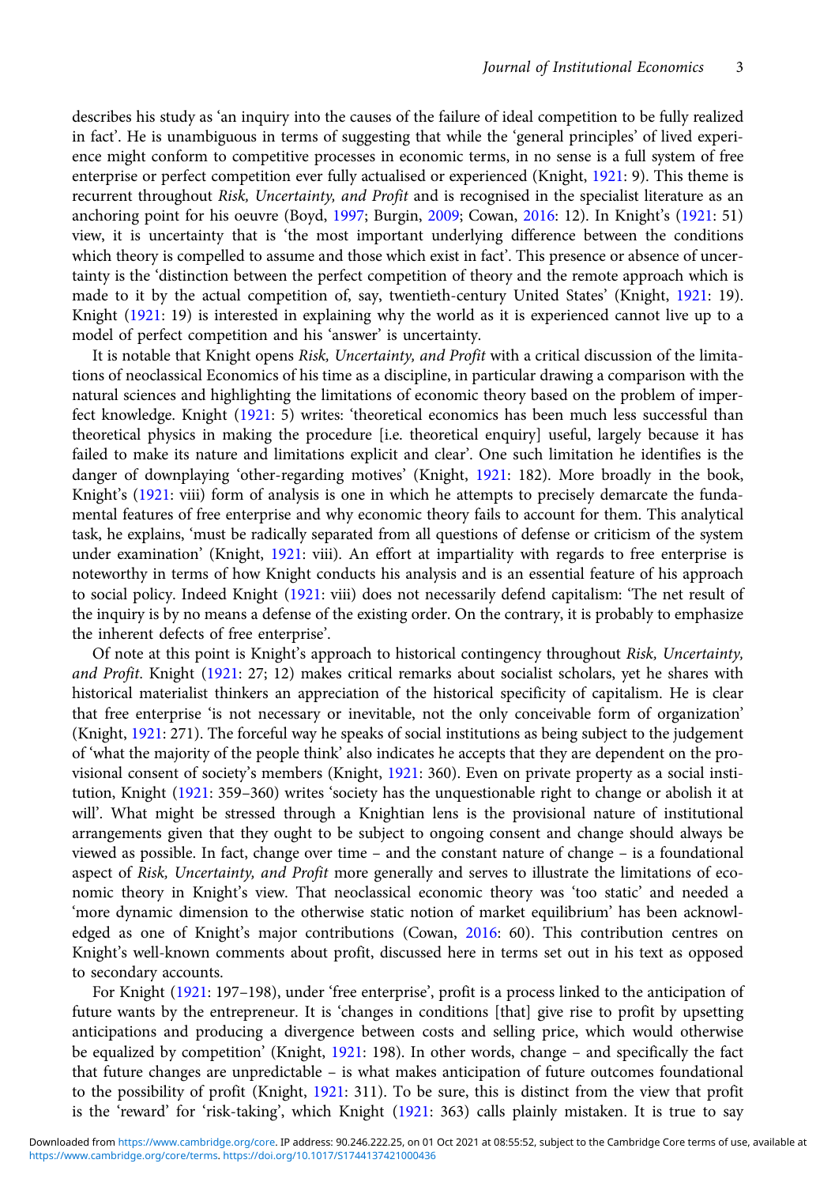describes his study as 'an inquiry into the causes of the failure of ideal competition to be fully realized in fact'. He is unambiguous in terms of suggesting that while the 'general principles' of lived experience might conform to competitive processes in economic terms, in no sense is a full system of free enterprise or perfect competition ever fully actualised or experienced (Knight, 1921: 9). This theme is recurrent throughout *Risk, Uncertainty, and Profit* and is recognised in the specialist literature as an anchoring point for his oeuvre (Boyd, 1997; Burgin, 2009; Cowan, 2016: 12). In Knight's (1921: 51) view, it is uncertainty that is 'the most important underlying difference between the conditions which theory is compelled to assume and those which exist in fact'. This presence or absence of uncertainty is the 'distinction between the perfect competition of theory and the remote approach which is made to it by the actual competition of, say, twentieth-century United States' (Knight, 1921: 19). Knight (1921: 19) is interested in explaining why the world as it is experienced cannot live up to a model of perfect competition and his 'answer' is uncertainty.

It is notable that Knight opens *Risk, Uncertainty, and Profit* with a critical discussion of the limitations of neoclassical Economics of his time as a discipline, in particular drawing a comparison with the natural sciences and highlighting the limitations of economic theory based on the problem of imperfect knowledge. Knight (1921: 5) writes: 'theoretical economics has been much less successful than theoretical physics in making the procedure [i.e. theoretical enquiry] useful, largely because it has failed to make its nature and limitations explicit and clear'. One such limitation he identifies is the danger of downplaying 'other-regarding motives' (Knight, 1921: 182). More broadly in the book, Knight's (1921: viii) form of analysis is one in which he attempts to precisely demarcate the fundamental features of free enterprise and why economic theory fails to account for them. This analytical task, he explains, 'must be radically separated from all questions of defense or criticism of the system under examination' (Knight, 1921: viii). An effort at impartiality with regards to free enterprise is noteworthy in terms of how Knight conducts his analysis and is an essential feature of his approach to social policy. Indeed Knight (1921: viii) does not necessarily defend capitalism: 'The net result of the inquiry is by no means a defense of the existing order. On the contrary, it is probably to emphasize the inherent defects of free enterprise'.

Of note at this point is Knight's approach to historical contingency throughout *Risk, Uncertainty, and Profit*. Knight (1921: 27; 12) makes critical remarks about socialist scholars, yet he shares with historical materialist thinkers an appreciation of the historical specificity of capitalism. He is clear that free enterprise 'is not necessary or inevitable, not the only conceivable form of organization' (Knight, 1921: 271). The forceful way he speaks of social institutions as being subject to the judgement of 'what the majority of the people think' also indicates he accepts that they are dependent on the provisional consent of society's members (Knight, 1921: 360). Even on private property as a social institution, Knight (1921: 359–360) writes 'society has the unquestionable right to change or abolish it at will'. What might be stressed through a Knightian lens is the provisional nature of institutional arrangements given that they ought to be subject to ongoing consent and change should always be viewed as possible. In fact, change over time – and the constant nature of change – is a foundational aspect of *Risk, Uncertainty, and Profit* more generally and serves to illustrate the limitations of economic theory in Knight's view. That neoclassical economic theory was 'too static' and needed a 'more dynamic dimension to the otherwise static notion of market equilibrium' has been acknowledged as one of Knight's major contributions (Cowan, 2016: 60). This contribution centres on Knight's well-known comments about profit, discussed here in terms set out in his text as opposed to secondary accounts.

For Knight (1921: 197–198), under 'free enterprise', profit is a process linked to the anticipation of future wants by the entrepreneur. It is 'changes in conditions [that] give rise to profit by upsetting anticipations and producing a divergence between costs and selling price, which would otherwise be equalized by competition' (Knight, 1921: 198). In other words, change – and specifically the fact that future changes are unpredictable – is what makes anticipation of future outcomes foundational to the possibility of profit (Knight, 1921: 311). To be sure, this is distinct from the view that profit is the 'reward' for 'risk-taking', which Knight (1921: 363) calls plainly mistaken. It is true to say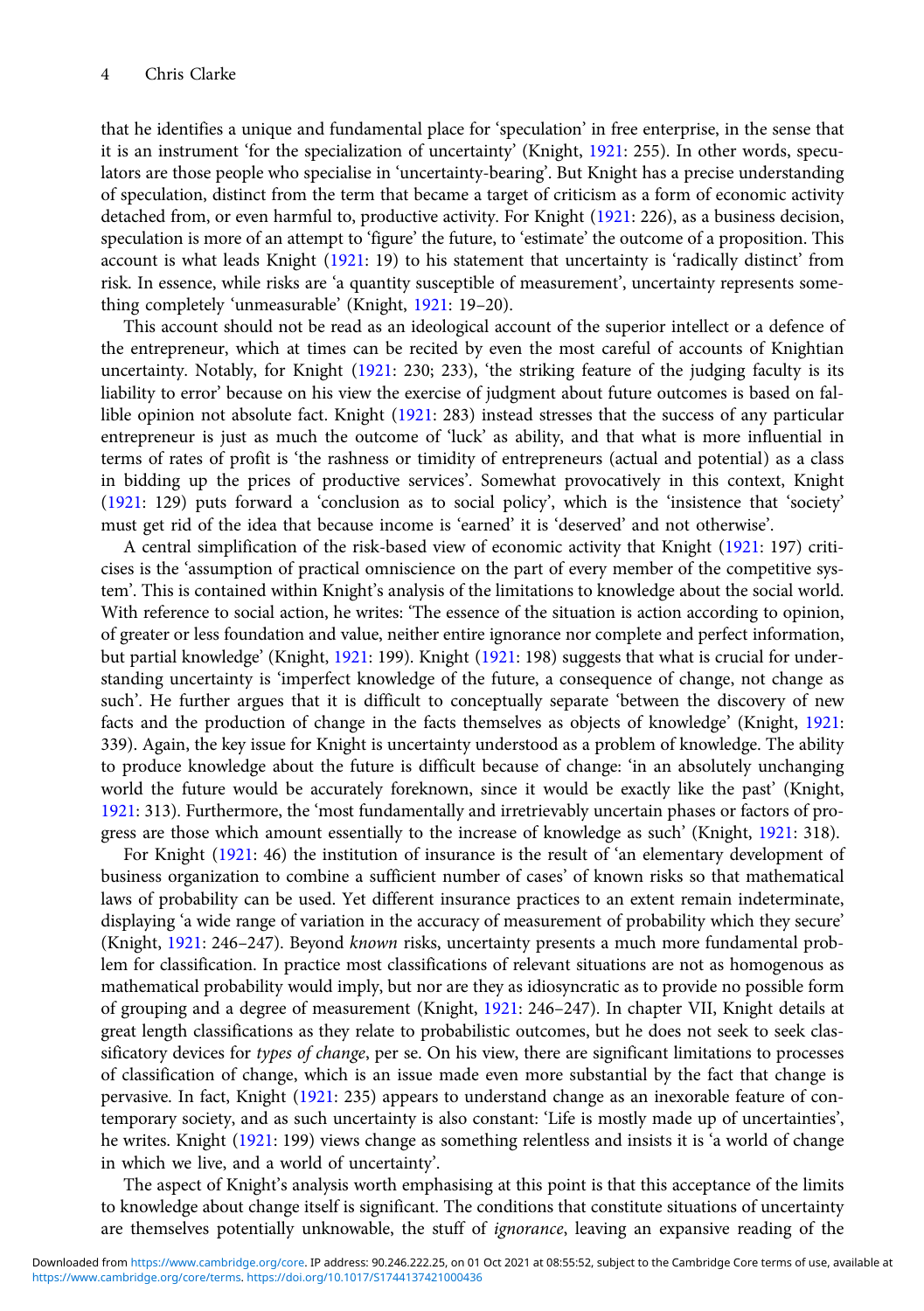that he identifies a unique and fundamental place for 'speculation' in free enterprise, in the sense that it is an instrument 'for the specialization of uncertainty' (Knight, 1921: 255). In other words, speculators are those people who specialise in 'uncertainty-bearing'. But Knight has a precise understanding of speculation, distinct from the term that became a target of criticism as a form of economic activity detached from, or even harmful to, productive activity. For Knight (1921: 226), as a business decision, speculation is more of an attempt to 'figure' the future, to 'estimate' the outcome of a proposition. This account is what leads Knight (1921: 19) to his statement that uncertainty is 'radically distinct' from risk. In essence, while risks are 'a quantity susceptible of measurement', uncertainty represents something completely 'unmeasurable' (Knight, 1921: 19–20).

This account should not be read as an ideological account of the superior intellect or a defence of the entrepreneur, which at times can be recited by even the most careful of accounts of Knightian uncertainty. Notably, for Knight (1921: 230; 233), 'the striking feature of the judging faculty is its liability to error' because on his view the exercise of judgment about future outcomes is based on fallible opinion not absolute fact. Knight (1921: 283) instead stresses that the success of any particular entrepreneur is just as much the outcome of 'luck' as ability, and that what is more influential in terms of rates of profit is 'the rashness or timidity of entrepreneurs (actual and potential) as a class in bidding up the prices of productive services'. Somewhat provocatively in this context, Knight (1921: 129) puts forward a 'conclusion as to social policy', which is the 'insistence that 'society' must get rid of the idea that because income is 'earned' it is 'deserved' and not otherwise'.

A central simplification of the risk-based view of economic activity that Knight (1921: 197) criticises is the 'assumption of practical omniscience on the part of every member of the competitive system'. This is contained within Knight's analysis of the limitations to knowledge about the social world. With reference to social action, he writes: 'The essence of the situation is action according to opinion, of greater or less foundation and value, neither entire ignorance nor complete and perfect information, but partial knowledge' (Knight, 1921: 199). Knight (1921: 198) suggests that what is crucial for understanding uncertainty is 'imperfect knowledge of the future, a consequence of change, not change as such'. He further argues that it is difficult to conceptually separate 'between the discovery of new facts and the production of change in the facts themselves as objects of knowledge' (Knight, 1921: 339). Again, the key issue for Knight is uncertainty understood as a problem of knowledge. The ability to produce knowledge about the future is difficult because of change: 'in an absolutely unchanging world the future would be accurately foreknown, since it would be exactly like the past' (Knight, 1921: 313). Furthermore, the 'most fundamentally and irretrievably uncertain phases or factors of progress are those which amount essentially to the increase of knowledge as such' (Knight, 1921: 318).

For Knight (1921: 46) the institution of insurance is the result of 'an elementary development of business organization to combine a sufficient number of cases' of known risks so that mathematical laws of probability can be used. Yet different insurance practices to an extent remain indeterminate, displaying 'a wide range of variation in the accuracy of measurement of probability which they secure' (Knight, 1921: 246–247). Beyond *known* risks, uncertainty presents a much more fundamental problem for classification. In practice most classifications of relevant situations are not as homogenous as mathematical probability would imply, but nor are they as idiosyncratic as to provide no possible form of grouping and a degree of measurement (Knight, 1921: 246–247). In chapter VII, Knight details at great length classifications as they relate to probabilistic outcomes, but he does not seek to seek classificatory devices for *types of change*, per se. On his view, there are significant limitations to processes of classification of change, which is an issue made even more substantial by the fact that change is pervasive. In fact, Knight (1921: 235) appears to understand change as an inexorable feature of contemporary society, and as such uncertainty is also constant: 'Life is mostly made up of uncertainties', he writes. Knight (1921: 199) views change as something relentless and insists it is 'a world of change in which we live, and a world of uncertainty'.

The aspect of Knight's analysis worth emphasising at this point is that this acceptance of the limits to knowledge about change itself is significant. The conditions that constitute situations of uncertainty are themselves potentially unknowable, the stuff of *ignorance*, leaving an expansive reading of the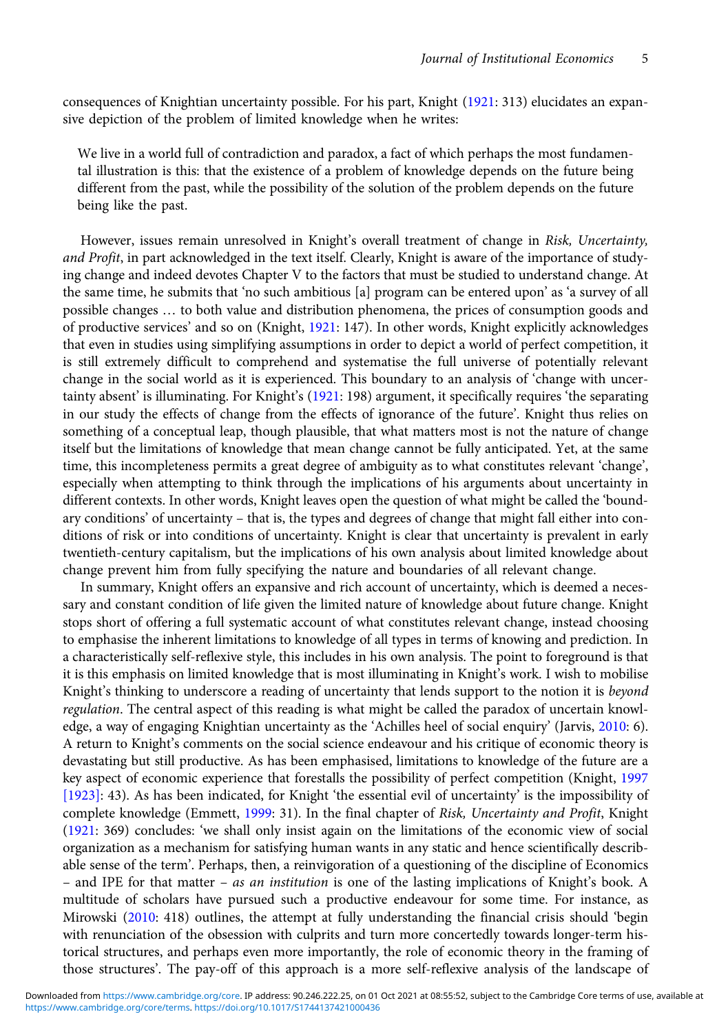consequences of Knightian uncertainty possible. For his part, Knight (1921: 313) elucidates an expansive depiction of the problem of limited knowledge when he writes:

> We live in a world full of contradiction and paradox, a fact of which perhaps the most fundamental illustration is this: that the existence of a problem of knowledge depends on the future being different from the past, while the possibility of the solution of the problem depends on the future being like the past.

However, issues remain unresolved in Knight's overall treatment of change in *Risk, Uncertainty, and Profit*, in part acknowledged in the text itself. Clearly, Knight is aware of the importance of studying change and indeed devotes Chapter V to the factors that must be studied to understand change. At the same time, he submits that 'no such ambitious [a] program can be entered upon' as 'a survey of all possible changes … to both value and distribution phenomena, the prices of consumption goods and of productive services' and so on (Knight, 1921: 147). In other words, Knight explicitly acknowledges that even in studies using simplifying assumptions in order to depict a world of perfect competition, it is still extremely difficult to comprehend and systematise the full universe of potentially relevant change in the social world as it is experienced. This boundary to an analysis of 'change with uncertainty absent' is illuminating. For Knight's (1921: 198) argument, it specifically requires 'the separating in our study the effects of change from the effects of ignorance of the future'. Knight thus relies on something of a conceptual leap, though plausible, that what matters most is not the nature of change itself but the limitations of knowledge that mean change cannot be fully anticipated. Yet, at the same time, this incompleteness permits a great degree of ambiguity as to what constitutes relevant 'change', especially when attempting to think through the implications of his arguments about uncertainty in different contexts. In other words, Knight leaves open the question of what might be called the 'boundary conditions' of uncertainty – that is, the types and degrees of change that might fall either into conditions of risk or into conditions of uncertainty. Knight is clear that uncertainty is prevalent in early twentieth-century capitalism, but the implications of his own analysis about limited knowledge about change prevent him from fully specifying the nature and boundaries of all relevant change.

In summary, Knight offers an expansive and rich account of uncertainty, which is deemed a necessary and constant condition of life given the limited nature of knowledge about future change. Knight stops short of offering a full systematic account of what constitutes relevant change, instead choosing to emphasise the inherent limitations to knowledge of all types in terms of knowing and prediction. In a characteristically self-reflexive style, this includes in his own analysis. The point to foreground is that it is this emphasis on limited knowledge that is most illuminating in Knight's work. I wish to mobilise Knight's thinking to underscore a reading of uncertainty that lends support to the notion it is *beyond regulation*. The central aspect of this reading is what might be called the paradox of uncertain knowledge, a way of engaging Knightian uncertainty as the 'Achilles heel of social enquiry' (Jarvis, 2010: 6). A return to Knight's comments on the social science endeavour and his critique of economic theory is devastating but still productive. As has been emphasised, limitations to knowledge of the future are a key aspect of economic experience that forestalls the possibility of perfect competition (Knight, 1997 [1923]: 43). As has been indicated, for Knight 'the essential evil of uncertainty' is the impossibility of complete knowledge (Emmett, 1999: 31). In the final chapter of *Risk, Uncertainty and Profit*, Knight (1921: 369) concludes: 'we shall only insist again on the limitations of the economic view of social organization as a mechanism for satisfying human wants in any static and hence scientifically describable sense of the term'. Perhaps, then, a reinvigoration of a questioning of the discipline of Economics – and IPE for that matter – *as an institution* is one of the lasting implications of Knight's book. A multitude of scholars have pursued such a productive endeavour for some time. For instance, as Mirowski (2010: 418) outlines, the attempt at fully understanding the financial crisis should 'begin with renunciation of the obsession with culprits and turn more concertedly towards longer-term historical structures, and perhaps even more importantly, the role of economic theory in the framing of those structures'. The pay-off of this approach is a more self-reflexive analysis of the landscape of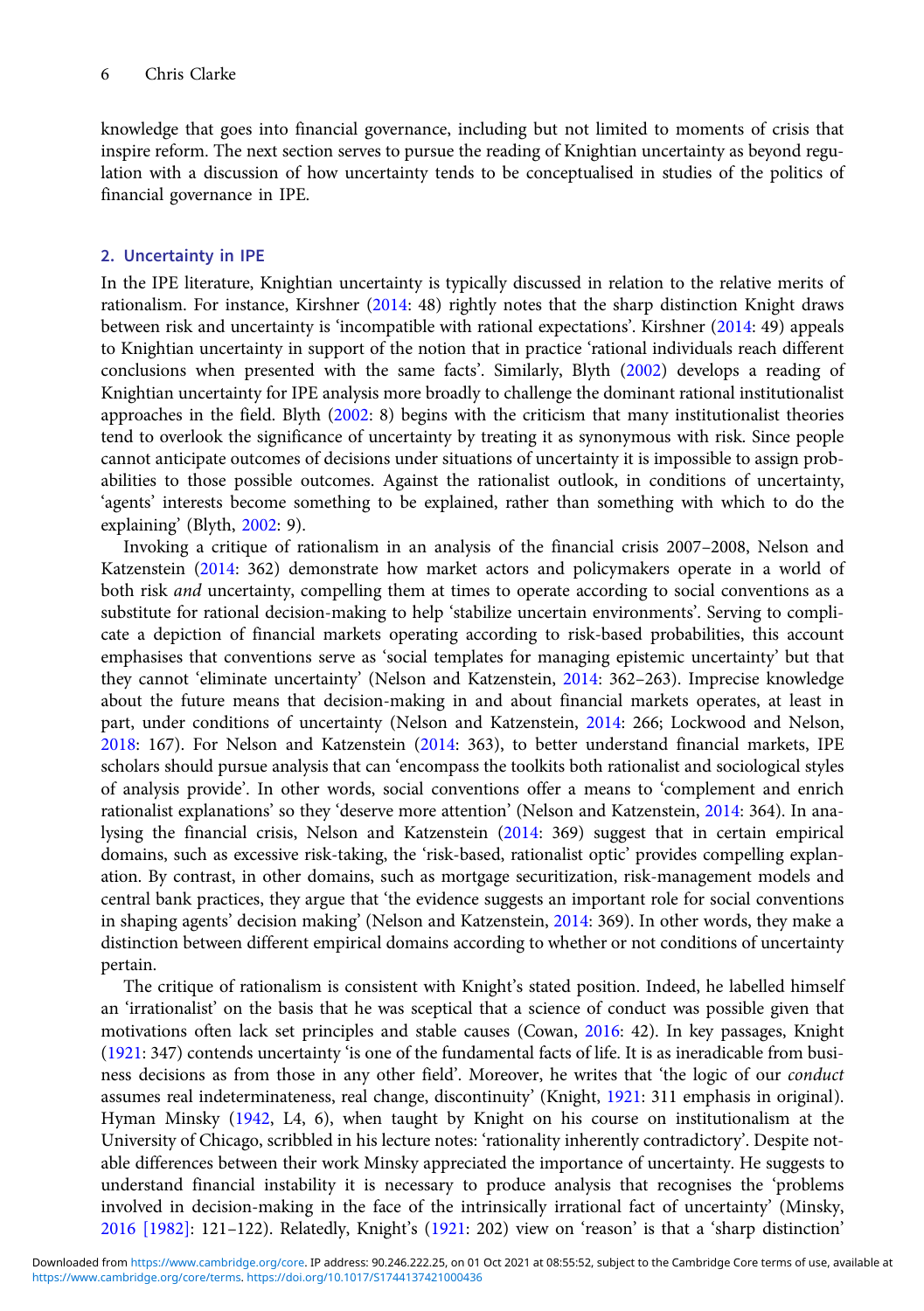knowledge that goes into financial governance, including but not limited to moments of crisis that inspire reform. The next section serves to pursue the reading of Knightian uncertainty as beyond regulation with a discussion of how uncertainty tends to be conceptualised in studies of the politics of financial governance in IPE.

## 2. Uncertainty in IPE

In the IPE literature, Knightian uncertainty is typically discussed in relation to the relative merits of rationalism. For instance, Kirshner (2014: 48) rightly notes that the sharp distinction Knight draws between risk and uncertainty is 'incompatible with rational expectations'. Kirshner (2014: 49) appeals to Knightian uncertainty in support of the notion that in practice 'rational individuals reach different conclusions when presented with the same facts'. Similarly, Blyth (2002) develops a reading of Knightian uncertainty for IPE analysis more broadly to challenge the dominant rational institutionalist approaches in the field. Blyth (2002: 8) begins with the criticism that many institutionalist theories tend to overlook the significance of uncertainty by treating it as synonymous with risk. Since people cannot anticipate outcomes of decisions under situations of uncertainty it is impossible to assign probabilities to those possible outcomes. Against the rationalist outlook, in conditions of uncertainty, 'agents' interests become something to be explained, rather than something with which to do the explaining' (Blyth, 2002: 9).

Invoking a critique of rationalism in an analysis of the financial crisis 2007–2008, Nelson and Katzenstein (2014: 362) demonstrate how market actors and policymakers operate in a world of both risk *and* uncertainty, compelling them at times to operate according to social conventions as a substitute for rational decision-making to help 'stabilize uncertain environments'. Serving to complicate a depiction of financial markets operating according to risk-based probabilities, this account emphasises that conventions serve as 'social templates for managing epistemic uncertainty' but that they cannot 'eliminate uncertainty' (Nelson and Katzenstein, 2014: 362–263). Imprecise knowledge about the future means that decision-making in and about financial markets operates, at least in part, under conditions of uncertainty (Nelson and Katzenstein, 2014: 266; Lockwood and Nelson, 2018: 167). For Nelson and Katzenstein (2014: 363), to better understand financial markets, IPE scholars should pursue analysis that can 'encompass the toolkits both rationalist and sociological styles of analysis provide'. In other words, social conventions offer a means to 'complement and enrich rationalist explanations' so they 'deserve more attention' (Nelson and Katzenstein, 2014: 364). In analysing the financial crisis, Nelson and Katzenstein (2014: 369) suggest that in certain empirical domains, such as excessive risk-taking, the 'risk-based, rationalist optic' provides compelling explanation. By contrast, in other domains, such as mortgage securitization, risk-management models and central bank practices, they argue that 'the evidence suggests an important role for social conventions in shaping agents' decision making' (Nelson and Katzenstein, 2014: 369). In other words, they make a distinction between different empirical domains according to whether or not conditions of uncertainty pertain.

The critique of rationalism is consistent with Knight's stated position. Indeed, he labelled himself an 'irrationalist' on the basis that he was sceptical that a science of conduct was possible given that motivations often lack set principles and stable causes (Cowan, 2016: 42). In key passages, Knight (1921: 347) contends uncertainty 'is one of the fundamental facts of life. It is as ineradicable from business decisions as from those in any other field'. Moreover, he writes that 'the logic of our *conduct* assumes real indeterminateness, real change, discontinuity' (Knight, 1921: 311 emphasis in original). Hyman Minsky (1942, L4, 6), when taught by Knight on his course on institutionalism at the University of Chicago, scribbled in his lecture notes: 'rationality inherently contradictory'. Despite notable differences between their work Minsky appreciated the importance of uncertainty. He suggests to understand financial instability it is necessary to produce analysis that recognises the 'problems involved in decision-making in the face of the intrinsically irrational fact of uncertainty' (Minsky, 2016 [1982]: 121–122). Relatedly, Knight's (1921: 202) view on 'reason' is that a 'sharp distinction'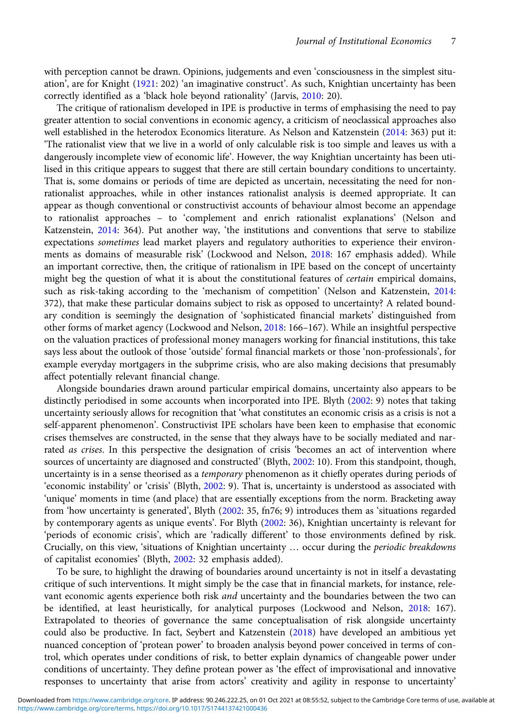with perception cannot be drawn. Opinions, judgements and even 'consciousness in the simplest situation', are for Knight (1921: 202) 'an imaginative construct'. As such, Knightian uncertainty has been correctly identified as a 'black hole beyond rationality' (Jarvis, 2010: 20).

The critique of rationalism developed in IPE is productive in terms of emphasising the need to pay greater attention to social conventions in economic agency, a criticism of neoclassical approaches also well established in the heterodox Economics literature. As Nelson and Katzenstein (2014: 363) put it: 'The rationalist view that we live in a world of only calculable risk is too simple and leaves us with a dangerously incomplete view of economic life'. However, the way Knightian uncertainty has been utilised in this critique appears to suggest that there are still certain boundary conditions to uncertainty. That is, some domains or periods of time are depicted as uncertain, necessitating the need for non-rationalist approaches, while in other instances rationalist analysis is deemed appropriate. It can appear as though conventional or constructivist accounts of behaviour almost become an appendage to rationalist approaches – to 'complement and enrich rationalist explanations' (Nelson and Katzenstein, 2014: 364). Put another way, 'the institutions and conventions that serve to stabilize expectations *sometimes* lead market players and regulatory authorities to experience their environments as domains of measurable risk' (Lockwood and Nelson, 2018: 167 emphasis added). While an important corrective, then, the critique of rationalism in IPE based on the concept of uncertainty might beg the question of what it is about the constitutional features of *certain* empirical domains, such as risk-taking according to the 'mechanism of competition' (Nelson and Katzenstein, 2014: 372), that make these particular domains subject to risk as opposed to uncertainty? A related boundary condition is seemingly the designation of 'sophisticated financial markets' distinguished from other forms of market agency (Lockwood and Nelson, 2018: 166–167). While an insightful perspective on the valuation practices of professional money managers working for financial institutions, this take says less about the outlook of those 'outside' formal financial markets or those 'non-professionals', for example everyday mortgagers in the subprime crisis, who are also making decisions that presumably affect potentially relevant financial change.

Alongside boundaries drawn around particular empirical domains, uncertainty also appears to be distinctly periodised in some accounts when incorporated into IPE. Blyth (2002: 9) notes that taking uncertainty seriously allows for recognition that 'what constitutes an economic crisis as a crisis is not a self-apparent phenomenon'. Constructivist IPE scholars have been keen to emphasise that economic crises themselves are constructed, in the sense that they always have to be socially mediated and narrated *as crises*. In this perspective the designation of crisis 'becomes an act of intervention where sources of uncertainty are diagnosed and constructed' (Blyth, 2002: 10). From this standpoint, though, uncertainty is in a sense theorised as a *temporary* phenomenon as it chiefly operates during periods of 'economic instability' or 'crisis' (Blyth, 2002: 9). That is, uncertainty is understood as associated with 'unique' moments in time (and place) that are essentially exceptions from the norm. Bracketing away from 'how uncertainty is generated', Blyth (2002: 35, fn76; 9) introduces them as 'situations regarded by contemporary agents as unique events'. For Blyth (2002: 36), Knightian uncertainty is relevant for 'periods of economic crisis', which are 'radically different' to those environments defined by risk. Crucially, on this view, 'situations of Knightian uncertainty … occur during the *periodic breakdowns* of capitalist economies' (Blyth, 2002: 32 emphasis added).

To be sure, to highlight the drawing of boundaries around uncertainty is not in itself a devastating critique of such interventions. It might simply be the case that in financial markets, for instance, relevant economic agents experience both risk *and* uncertainty and the boundaries between the two can be identified, at least heuristically, for analytical purposes (Lockwood and Nelson, 2018: 167). Extrapolated to theories of governance the same conceptualisation of risk alongside uncertainty could also be productive. In fact, Seybert and Katzenstein (2018) have developed an ambitious yet nuanced conception of 'protean power' to broaden analysis beyond power conceived in terms of control, which operates under conditions of risk, to better explain dynamics of changeable power under conditions of uncertainty. They define protean power as 'the effect of improvisational and innovative responses to uncertainty that arise from actors' creativity and agility in response to uncertainty'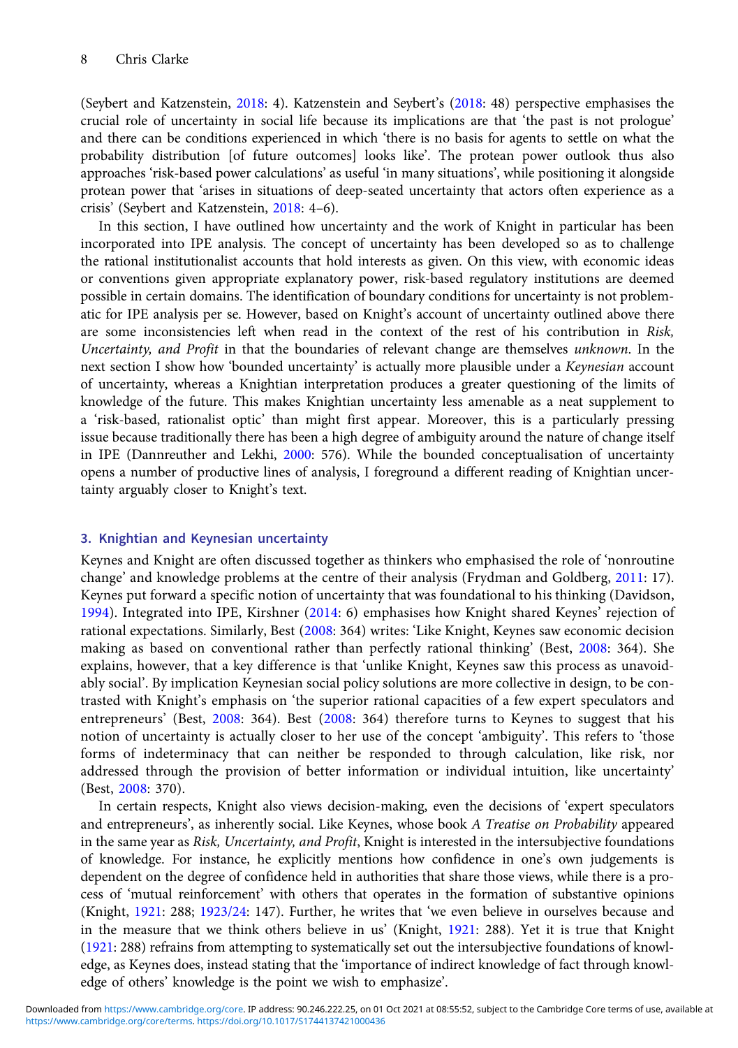(Seybert and Katzenstein, 2018: 4). Katzenstein and Seybert's (2018: 48) perspective emphasises the crucial role of uncertainty in social life because its implications are that 'the past is not prologue' and there can be conditions experienced in which 'there is no basis for agents to settle on what the probability distribution [of future outcomes] looks like'. The protean power outlook thus also approaches 'risk-based power calculations' as useful 'in many situations', while positioning it alongside protean power that 'arises in situations of deep-seated uncertainty that actors often experience as a crisis' (Seybert and Katzenstein, 2018: 4–6).

In this section, I have outlined how uncertainty and the work of Knight in particular has been incorporated into IPE analysis. The concept of uncertainty has been developed so as to challenge the rational institutionalist accounts that hold interests as given. On this view, with economic ideas or conventions given appropriate explanatory power, risk-based regulatory institutions are deemed possible in certain domains. The identification of boundary conditions for uncertainty is not problematic for IPE analysis per se. However, based on Knight's account of uncertainty outlined above there are some inconsistencies left when read in the context of the rest of his contribution in *Risk, Uncertainty, and Profit* in that the boundaries of relevant change are themselves *unknown*. In the next section I show how 'bounded uncertainty' is actually more plausible under a *Keynesian* account of uncertainty, whereas a Knightian interpretation produces a greater questioning of the limits of knowledge of the future. This makes Knightian uncertainty less amenable as a neat supplement to a 'risk-based, rationalist optic' than might first appear. Moreover, this is a particularly pressing issue because traditionally there has been a high degree of ambiguity around the nature of change itself in IPE (Dannreuther and Lekhi, 2000: 576). While the bounded conceptualisation of uncertainty opens a number of productive lines of analysis, I foreground a different reading of Knightian uncertainty arguably closer to Knight's text.

## 3. Knightian and Keynesian uncertainty

Keynes and Knight are often discussed together as thinkers who emphasised the role of 'nonroutine change' and knowledge problems at the centre of their analysis (Frydman and Goldberg, 2011: 17). Keynes put forward a specific notion of uncertainty that was foundational to his thinking (Davidson, 1994). Integrated into IPE, Kirshner (2014: 6) emphasises how Knight shared Keynes' rejection of rational expectations. Similarly, Best (2008: 364) writes: 'Like Knight, Keynes saw economic decision making as based on conventional rather than perfectly rational thinking' (Best, 2008: 364). She explains, however, that a key difference is that 'unlike Knight, Keynes saw this process as unavoidably social'. By implication Keynesian social policy solutions are more collective in design, to be contrasted with Knight's emphasis on 'the superior rational capacities of a few expert speculators and entrepreneurs' (Best, 2008: 364). Best (2008: 364) therefore turns to Keynes to suggest that his notion of uncertainty is actually closer to her use of the concept 'ambiguity'. This refers to 'those forms of indeterminacy that can neither be responded to through calculation, like risk, nor addressed through the provision of better information or individual intuition, like uncertainty' (Best, 2008: 370).

In certain respects, Knight also views decision-making, even the decisions of 'expert speculators and entrepreneurs', as inherently social. Like Keynes, whose book *A Treatise on Probability* appeared in the same year as *Risk, Uncertainty, and Profit*, Knight is interested in the intersubjective foundations of knowledge. For instance, he explicitly mentions how confidence in one's own judgements is dependent on the degree of confidence held in authorities that share those views, while there is a process of 'mutual reinforcement' with others that operates in the formation of substantive opinions (Knight, 1921: 288; 1923/24: 147). Further, he writes that 'we even believe in ourselves because and in the measure that we think others believe in us' (Knight, 1921: 288). Yet it is true that Knight (1921: 288) refrains from attempting to systematically set out the intersubjective foundations of knowledge, as Keynes does, instead stating that the 'importance of indirect knowledge of fact through knowledge of others' knowledge is the point we wish to emphasize'.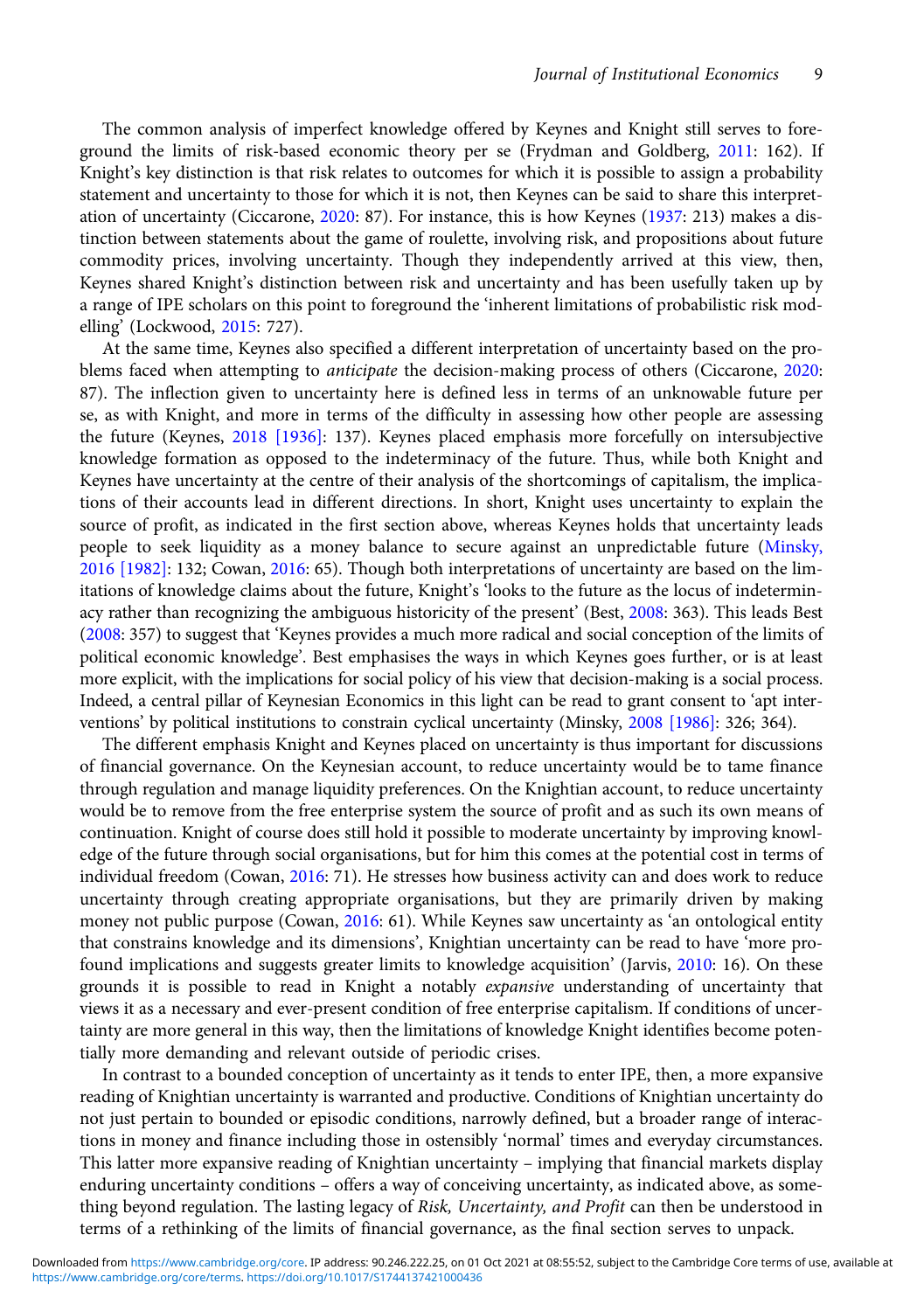The common analysis of imperfect knowledge offered by Keynes and Knight still serves to foreground the limits of risk-based economic theory per se (Frydman and Goldberg, 2011: 162). If Knight's key distinction is that risk relates to outcomes for which it is possible to assign a probability statement and uncertainty to those for which it is not, then Keynes can be said to share this interpretation of uncertainty (Ciccarone, 2020: 87). For instance, this is how Keynes (1937: 213) makes a distinction between statements about the game of roulette, involving risk, and propositions about future commodity prices, involving uncertainty. Though they independently arrived at this view, then, Keynes shared Knight's distinction between risk and uncertainty and has been usefully taken up by a range of IPE scholars on this point to foreground the 'inherent limitations of probabilistic risk modelling' (Lockwood, 2015: 727).

At the same time, Keynes also specified a different interpretation of uncertainty based on the problems faced when attempting to *anticipate* the decision-making process of others (Ciccarone, 2020: 87). The inflection given to uncertainty here is defined less in terms of an unknowable future per se, as with Knight, and more in terms of the difficulty in assessing how other people are assessing the future (Keynes, 2018 [1936]: 137). Keynes placed emphasis more forcefully on intersubjective knowledge formation as opposed to the indeterminacy of the future. Thus, while both Knight and Keynes have uncertainty at the centre of their analysis of the shortcomings of capitalism, the implications of their accounts lead in different directions. In short, Knight uses uncertainty to explain the source of profit, as indicated in the first section above, whereas Keynes holds that uncertainty leads people to seek liquidity as a money balance to secure against an unpredictable future (Minsky, 2016 [1982]: 132; Cowan, 2016: 65). Though both interpretations of uncertainty are based on the limitations of knowledge claims about the future, Knight's 'looks to the future as the locus of indeterminacy rather than recognizing the ambiguous historicity of the present' (Best, 2008: 363). This leads Best (2008: 357) to suggest that 'Keynes provides a much more radical and social conception of the limits of political economic knowledge'. Best emphasises the ways in which Keynes goes further, or is at least more explicit, with the implications for social policy of his view that decision-making is a social process. Indeed, a central pillar of Keynesian Economics in this light can be read to grant consent to 'apt interventions' by political institutions to constrain cyclical uncertainty (Minsky, 2008 [1986]: 326; 364).

The different emphasis Knight and Keynes placed on uncertainty is thus important for discussions of financial governance. On the Keynesian account, to reduce uncertainty would be to tame finance through regulation and manage liquidity preferences. On the Knightian account, to reduce uncertainty would be to remove from the free enterprise system the source of profit and as such its own means of continuation. Knight of course does still hold it possible to moderate uncertainty by improving knowledge of the future through social organisations, but for him this comes at the potential cost in terms of individual freedom (Cowan, 2016: 71). He stresses how business activity can and does work to reduce uncertainty through creating appropriate organisations, but they are primarily driven by making money not public purpose (Cowan, 2016: 61). While Keynes saw uncertainty as 'an ontological entity that constrains knowledge and its dimensions', Knightian uncertainty can be read to have 'more profound implications and suggests greater limits to knowledge acquisition' (Jarvis, 2010: 16). On these grounds it is possible to read in Knight a notably *expansive* understanding of uncertainty that views it as a necessary and ever-present condition of free enterprise capitalism. If conditions of uncertainty are more general in this way, then the limitations of knowledge Knight identifies become potentially more demanding and relevant outside of periodic crises.

In contrast to a bounded conception of uncertainty as it tends to enter IPE, then, a more expansive reading of Knightian uncertainty is warranted and productive. Conditions of Knightian uncertainty do not just pertain to bounded or episodic conditions, narrowly defined, but a broader range of interactions in money and finance including those in ostensibly 'normal' times and everyday circumstances. This latter more expansive reading of Knightian uncertainty – implying that financial markets display enduring uncertainty conditions – offers a way of conceiving uncertainty, as indicated above, as something beyond regulation. The lasting legacy of *Risk, Uncertainty, and Profit* can then be understood in terms of a rethinking of the limits of financial governance, as the final section serves to unpack.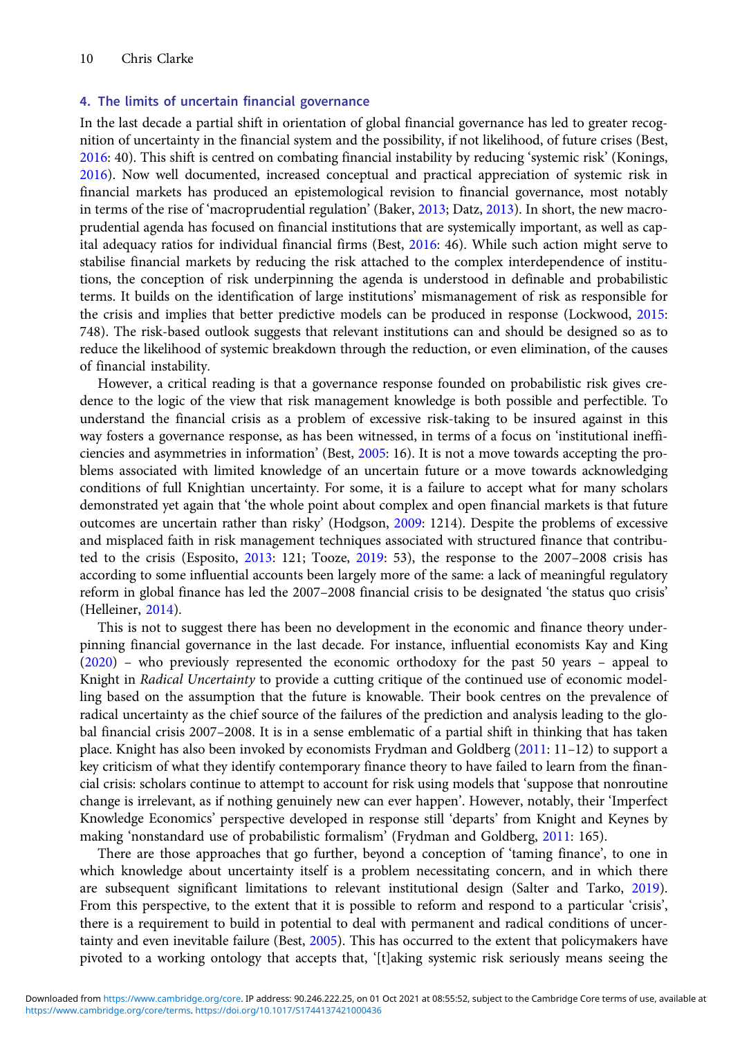## 4. The limits of uncertain financial governance

In the last decade a partial shift in orientation of global financial governance has led to greater recognition of uncertainty in the financial system and the possibility, if not likelihood, of future crises (Best, 2016: 40). This shift is centred on combating financial instability by reducing 'systemic risk' (Konings, 2016). Now well documented, increased conceptual and practical appreciation of systemic risk in financial markets has produced an epistemological revision to financial governance, most notably in terms of the rise of 'macroprudential regulation' (Baker, 2013; Datz, 2013). In short, the new macroprudential agenda has focused on financial institutions that are systemically important, as well as capital adequacy ratios for individual financial firms (Best, 2016: 46). While such action might serve to stabilise financial markets by reducing the risk attached to the complex interdependence of institutions, the conception of risk underpinning the agenda is understood in definable and probabilistic terms. It builds on the identification of large institutions' mismanagement of risk as responsible for the crisis and implies that better predictive models can be produced in response (Lockwood, 2015: 748). The risk-based outlook suggests that relevant institutions can and should be designed so as to reduce the likelihood of systemic breakdown through the reduction, or even elimination, of the causes of financial instability.

However, a critical reading is that a governance response founded on probabilistic risk gives credence to the logic of the view that risk management knowledge is both possible and perfectible. To understand the financial crisis as a problem of excessive risk-taking to be insured against in this way fosters a governance response, as has been witnessed, in terms of a focus on 'institutional inefficiencies and asymmetries in information' (Best, 2005: 16). It is not a move towards accepting the problems associated with limited knowledge of an uncertain future or a move towards acknowledging conditions of full Knightian uncertainty. For some, it is a failure to accept what for many scholars demonstrated yet again that 'the whole point about complex and open financial markets is that future outcomes are uncertain rather than risky' (Hodgson, 2009: 1214). Despite the problems of excessive and misplaced faith in risk management techniques associated with structured finance that contributed to the crisis (Esposito, 2013: 121; Tooze, 2019: 53), the response to the 2007–2008 crisis has according to some influential accounts been largely more of the same: a lack of meaningful regulatory reform in global finance has led the 2007–2008 financial crisis to be designated 'the status quo crisis' (Helleiner, 2014).

This is not to suggest there has been no development in the economic and finance theory underpinning financial governance in the last decade. For instance, influential economists Kay and King (2020) – who previously represented the economic orthodoxy for the past 50 years – appeal to Knight in *Radical Uncertainty* to provide a cutting critique of the continued use of economic modelling based on the assumption that the future is knowable. Their book centres on the prevalence of radical uncertainty as the chief source of the failures of the prediction and analysis leading to the global financial crisis 2007–2008. It is in a sense emblematic of a partial shift in thinking that has taken place. Knight has also been invoked by economists Frydman and Goldberg (2011: 11–12) to support a key criticism of what they identify contemporary finance theory to have failed to learn from the financial crisis: scholars continue to attempt to account for risk using models that 'suppose that nonroutine change is irrelevant, as if nothing genuinely new can ever happen'. However, notably, their 'Imperfect Knowledge Economics' perspective developed in response still 'departs' from Knight and Keynes by making 'nonstandard use of probabilistic formalism' (Frydman and Goldberg, 2011: 165).

There are those approaches that go further, beyond a conception of 'taming finance', to one in which knowledge about uncertainty itself is a problem necessitating concern, and in which there are subsequent significant limitations to relevant institutional design (Salter and Tarko, 2019). From this perspective, to the extent that it is possible to reform and respond to a particular 'crisis', there is a requirement to build in potential to deal with permanent and radical conditions of uncertainty and even inevitable failure (Best, 2005). This has occurred to the extent that policymakers have pivoted to a working ontology that accepts that, '[t]aking systemic risk seriously means seeing the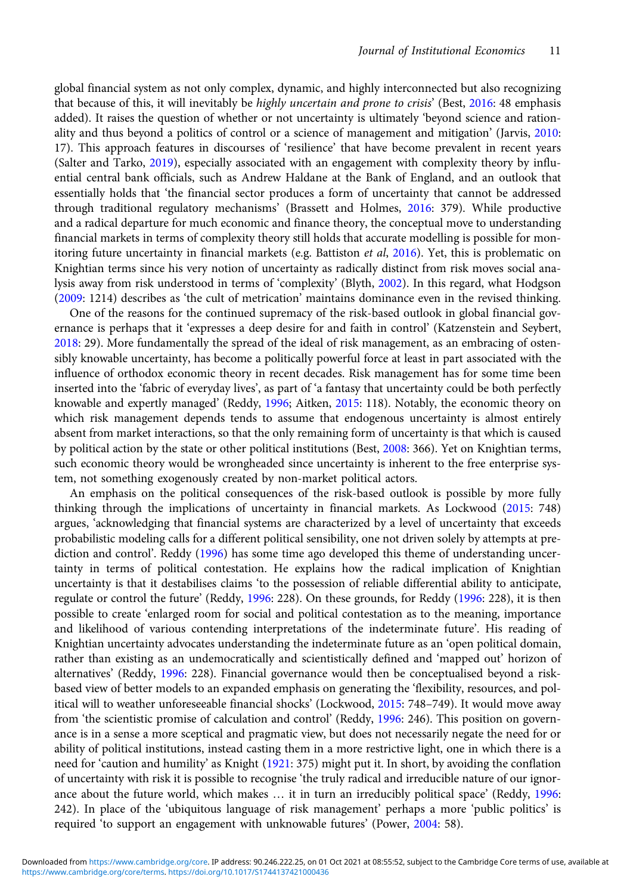global financial system as not only complex, dynamic, and highly interconnected but also recognizing that because of this, it will inevitably be *highly uncertain and prone to crisis*' (Best, 2016: 48 emphasis added). It raises the question of whether or not uncertainty is ultimately 'beyond science and rationality and thus beyond a politics of control or a science of management and mitigation' (Jarvis, 2010: 17). This approach features in discourses of 'resilience' that have become prevalent in recent years (Salter and Tarko, 2019), especially associated with an engagement with complexity theory by influential central bank officials, such as Andrew Haldane at the Bank of England, and an outlook that essentially holds that 'the financial sector produces a form of uncertainty that cannot be addressed through traditional regulatory mechanisms' (Brassett and Holmes, 2016: 379). While productive and a radical departure for much economic and finance theory, the conceptual move to understanding financial markets in terms of complexity theory still holds that accurate modelling is possible for monitoring future uncertainty in financial markets (e.g. Battiston *et al*, 2016). Yet, this is problematic on Knightian terms since his very notion of uncertainty as radically distinct from risk moves social analysis away from risk understood in terms of 'complexity' (Blyth, 2002). In this regard, what Hodgson (2009: 1214) describes as 'the cult of metrication' maintains dominance even in the revised thinking.

One of the reasons for the continued supremacy of the risk-based outlook in global financial governance is perhaps that it 'expresses a deep desire for and faith in control' (Katzenstein and Seybert, 2018: 29). More fundamentally the spread of the ideal of risk management, as an embracing of ostensibly knowable uncertainty, has become a politically powerful force at least in part associated with the influence of orthodox economic theory in recent decades. Risk management has for some time been inserted into the 'fabric of everyday lives', as part of 'a fantasy that uncertainty could be both perfectly knowable and expertly managed' (Reddy, 1996; Aitken, 2015: 118). Notably, the economic theory on which risk management depends tends to assume that endogenous uncertainty is almost entirely absent from market interactions, so that the only remaining form of uncertainty is that which is caused by political action by the state or other political institutions (Best, 2008: 366). Yet on Knightian terms, such economic theory would be wrongheaded since uncertainty is inherent to the free enterprise system, not something exogenously created by non-market political actors.

An emphasis on the political consequences of the risk-based outlook is possible by more fully thinking through the implications of uncertainty in financial markets. As Lockwood (2015: 748) argues, 'acknowledging that financial systems are characterized by a level of uncertainty that exceeds probabilistic modeling calls for a different political sensibility, one not driven solely by attempts at prediction and control'. Reddy (1996) has some time ago developed this theme of understanding uncertainty in terms of political contestation. He explains how the radical implication of Knightian uncertainty is that it destabilises claims 'to the possession of reliable differential ability to anticipate, regulate or control the future' (Reddy, 1996: 228). On these grounds, for Reddy (1996: 228), it is then possible to create 'enlarged room for social and political contestation as to the meaning, importance and likelihood of various contending interpretations of the indeterminate future'. His reading of Knightian uncertainty advocates understanding the indeterminate future as an 'open political domain, rather than existing as an undemocratically and scientistically defined and 'mapped out' horizon of alternatives' (Reddy, 1996: 228). Financial governance would then be conceptualised beyond a risk-based view of better models to an expanded emphasis on generating the 'flexibility, resources, and political will to weather unforeseeable financial shocks' (Lockwood, 2015: 748–749). It would move away from 'the scientistic promise of calculation and control' (Reddy, 1996: 246). This position on governance is in a sense a more sceptical and pragmatic view, but does not necessarily negate the need for or ability of political institutions, instead casting them in a more restrictive light, one in which there is a need for 'caution and humility' as Knight (1921: 375) might put it. In short, by avoiding the conflation of uncertainty with risk it is possible to recognise 'the truly radical and irreducible nature of our ignorance about the future world, which makes … it in turn an irreducibly political space' (Reddy, 1996: 242). In place of the 'ubiquitous language of risk management' perhaps a more 'public politics' is required 'to support an engagement with unknowable futures' (Power, 2004: 58).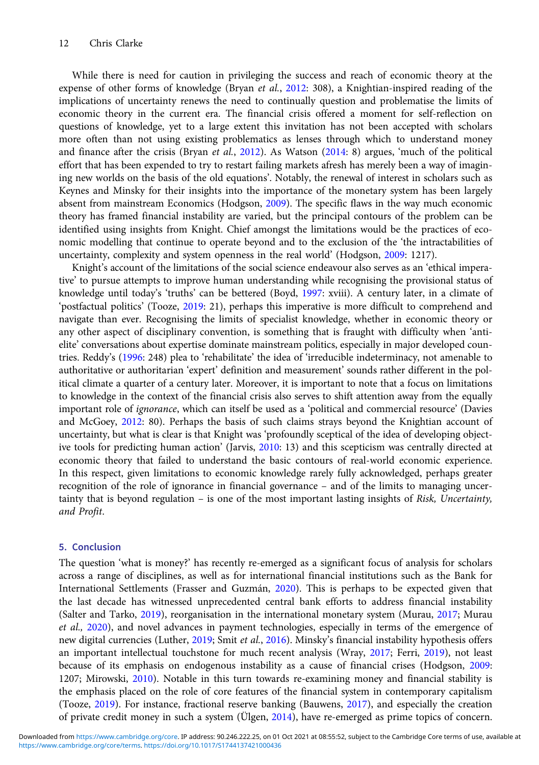While there is need for caution in privileging the success and reach of economic theory at the expense of other forms of knowledge (Bryan *et al.*, 2012: 308), a Knightian-inspired reading of the implications of uncertainty renews the need to continually question and problematise the limits of economic theory in the current era. The financial crisis offered a moment for self-reflection on questions of knowledge, yet to a large extent this invitation has not been accepted with scholars more often than not using existing problematics as lenses through which to understand money and finance after the crisis (Bryan *et al.*, 2012). As Watson (2014: 8) argues, 'much of the political effort that has been expended to try to restart failing markets afresh has merely been a way of imagining new worlds on the basis of the old equations'. Notably, the renewal of interest in scholars such as Keynes and Minsky for their insights into the importance of the monetary system has been largely absent from mainstream Economics (Hodgson, 2009). The specific flaws in the way much economic theory has framed financial instability are varied, but the principal contours of the problem can be identified using insights from Knight. Chief amongst the limitations would be the practices of economic modelling that continue to operate beyond and to the exclusion of the 'the intractabilities of uncertainty, complexity and system openness in the real world' (Hodgson, 2009: 1217).

Knight's account of the limitations of the social science endeavour also serves as an 'ethical imperative' to pursue attempts to improve human understanding while recognising the provisional status of knowledge until today's 'truths' can be bettered (Boyd, 1997: xviii). A century later, in a climate of 'postfactual politics' (Tooze, 2019: 21), perhaps this imperative is more difficult to comprehend and navigate than ever. Recognising the limits of specialist knowledge, whether in economic theory or any other aspect of disciplinary convention, is something that is fraught with difficulty when 'anti-elite' conversations about expertise dominate mainstream politics, especially in major developed countries. Reddy's (1996: 248) plea to 'rehabilitate' the idea of 'irreducible indeterminacy, not amenable to authoritative or authoritarian 'expert' definition and measurement' sounds rather different in the political climate a quarter of a century later. Moreover, it is important to note that a focus on limitations to knowledge in the context of the financial crisis also serves to shift attention away from the equally important role of *ignorance*, which can itself be used as a 'political and commercial resource' (Davies and McGoey, 2012: 80). Perhaps the basis of such claims strays beyond the Knightian account of uncertainty, but what is clear is that Knight was 'profoundly sceptical of the idea of developing objective tools for predicting human action' (Jarvis, 2010: 13) and this scepticism was centrally directed at economic theory that failed to understand the basic contours of real-world economic experience. In this respect, given limitations to economic knowledge rarely fully acknowledged, perhaps greater recognition of the role of ignorance in financial governance – and of the limits to managing uncertainty that is beyond regulation – is one of the most important lasting insights of *Risk, Uncertainty, and Profit*.

## 5. Conclusion

The question 'what is money?' has recently re-emerged as a significant focus of analysis for scholars across a range of disciplines, as well as for international financial institutions such as the Bank for International Settlements (Frasser and Guzmán, 2020). This is perhaps to be expected given that the last decade has witnessed unprecedented central bank efforts to address financial instability (Salter and Tarko, 2019), reorganisation in the international monetary system (Murau, 2017; Murau *et al.,* 2020), and novel advances in payment technologies, especially in terms of the emergence of new digital currencies (Luther, 2019; Smit *et al.*, 2016). Minsky's financial instability hypothesis offers an important intellectual touchstone for much recent analysis (Wray, 2017; Ferri, 2019), not least because of its emphasis on endogenous instability as a cause of financial crises (Hodgson, 2009: 1207; Mirowski, 2010). Notable in this turn towards re-examining money and financial stability is the emphasis placed on the role of core features of the financial system in contemporary capitalism (Tooze, 2019). For instance, fractional reserve banking (Bauwens, 2017), and especially the creation of private credit money in such a system (Ülgen, 2014), have re-emerged as prime topics of concern.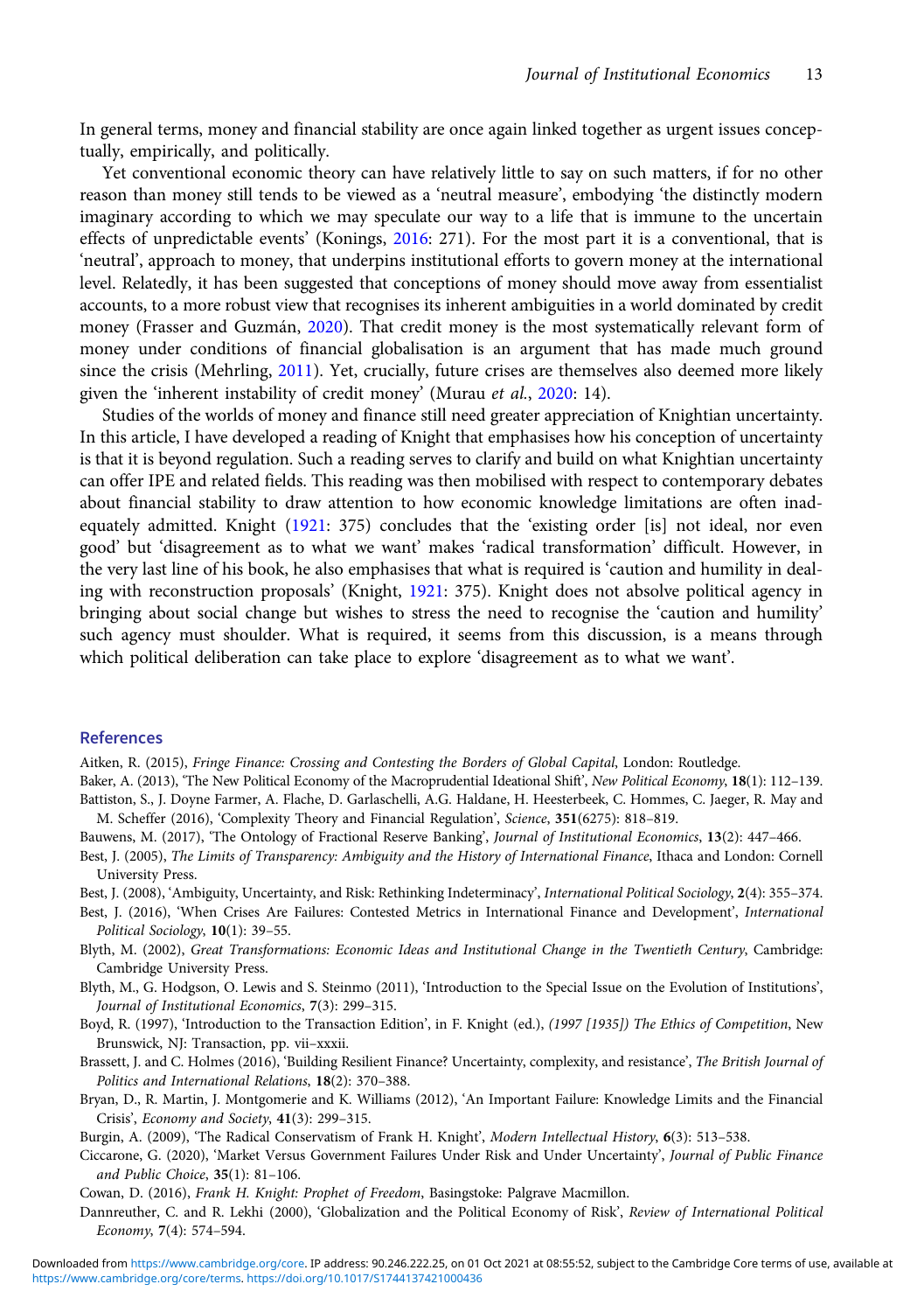In general terms, money and financial stability are once again linked together as urgent issues conceptually, empirically, and politically.

Yet conventional economic theory can have relatively little to say on such matters, if for no other reason than money still tends to be viewed as a 'neutral measure', embodying 'the distinctly modern imaginary according to which we may speculate our way to a life that is immune to the uncertain effects of unpredictable events' (Konings, 2016: 271). For the most part it is a conventional, that is 'neutral', approach to money, that underpins institutional efforts to govern money at the international level. Relatedly, it has been suggested that conceptions of money should move away from essentialist accounts, to a more robust view that recognises its inherent ambiguities in a world dominated by credit money (Frasser and Guzmán, 2020). That credit money is the most systematically relevant form of money under conditions of financial globalisation is an argument that has made much ground since the crisis (Mehrling, 2011). Yet, crucially, future crises are themselves also deemed more likely given the 'inherent instability of credit money' (Murau *et al.*, 2020: 14).

Studies of the worlds of money and finance still need greater appreciation of Knightian uncertainty. In this article, I have developed a reading of Knight that emphasises how his conception of uncertainty is that it is beyond regulation. Such a reading serves to clarify and build on what Knightian uncertainty can offer IPE and related fields. This reading was then mobilised with respect to contemporary debates about financial stability to draw attention to how economic knowledge limitations are often inadequately admitted. Knight (1921: 375) concludes that the 'existing order [is] not ideal, nor even good' but 'disagreement as to what we want' makes 'radical transformation' difficult. However, in the very last line of his book, he also emphasises that what is required is 'caution and humility in dealing with reconstruction proposals' (Knight, 1921: 375). Knight does not absolve political agency in bringing about social change but wishes to stress the need to recognise the 'caution and humility' such agency must shoulder. What is required, it seems from this discussion, is a means through which political deliberation can take place to explore 'disagreement as to what we want'.

## References

Aitken, R. (2015), *Fringe Finance: Crossing and Contesting the Borders of Global Capital*, London: Routledge.

Baker, A. (2013), 'The New Political Economy of the Macroprudential Ideational Shift', *New Political Economy*, **18**(1): 112–139.

Battiston, S., J. Doyne Farmer, A. Flache, D. Garlaschelli, A.G. Haldane, H. Heesterbeek, C. Hommes, C. Jaeger, R. May and M. Scheffer (2016), 'Complexity Theory and Financial Regulation', *Science*, **351**(6275): 818–819.

Bauwens, M. (2017), 'The Ontology of Fractional Reserve Banking', *Journal of Institutional Economics*, **13**(2): 447–466.

Best, J. (2005), *The Limits of Transparency: Ambiguity and the History of International Finance*, Ithaca and London: Cornell University Press.

Best, J. (2008), 'Ambiguity, Uncertainty, and Risk: Rethinking Indeterminacy', *International Political Sociology*, **2**(4): 355–374.

Best, J. (2016), 'When Crises Are Failures: Contested Metrics in International Finance and Development', *International Political Sociology*, **10**(1): 39–55.

Blyth, M. (2002), *Great Transformations: Economic Ideas and Institutional Change in the Twentieth Century*, Cambridge: Cambridge University Press.

Blyth, M., G. Hodgson, O. Lewis and S. Steinmo (2011), 'Introduction to the Special Issue on the Evolution of Institutions', *Journal of Institutional Economics*, **7**(3): 299–315.

Boyd, R. (1997), 'Introduction to the Transaction Edition', in F. Knight (ed.), *(1997 [1935]) The Ethics of Competition*, New Brunswick, NJ: Transaction, pp. vii–xxxii.

Brassett, J. and C. Holmes (2016), 'Building Resilient Finance? Uncertainty, complexity, and resistance', *The British Journal of Politics and International Relations*, **18**(2): 370–388.

Bryan, D., R. Martin, J. Montgomerie and K. Williams (2012), 'An Important Failure: Knowledge Limits and the Financial Crisis', *Economy and Society*, **41**(3): 299–315.

Burgin, A. (2009), 'The Radical Conservatism of Frank H. Knight', *Modern Intellectual History*, **6**(3): 513–538.

Ciccarone, G. (2020), 'Market Versus Government Failures Under Risk and Under Uncertainty', *Journal of Public Finance and Public Choice*, **35**(1): 81–106.

Cowan, D. (2016), *Frank H. Knight: Prophet of Freedom*, Basingstoke: Palgrave Macmillon.

Dannreuther, C. and R. Lekhi (2000), 'Globalization and the Political Economy of Risk', *Review of International Political Economy*, **7**(4): 574–594.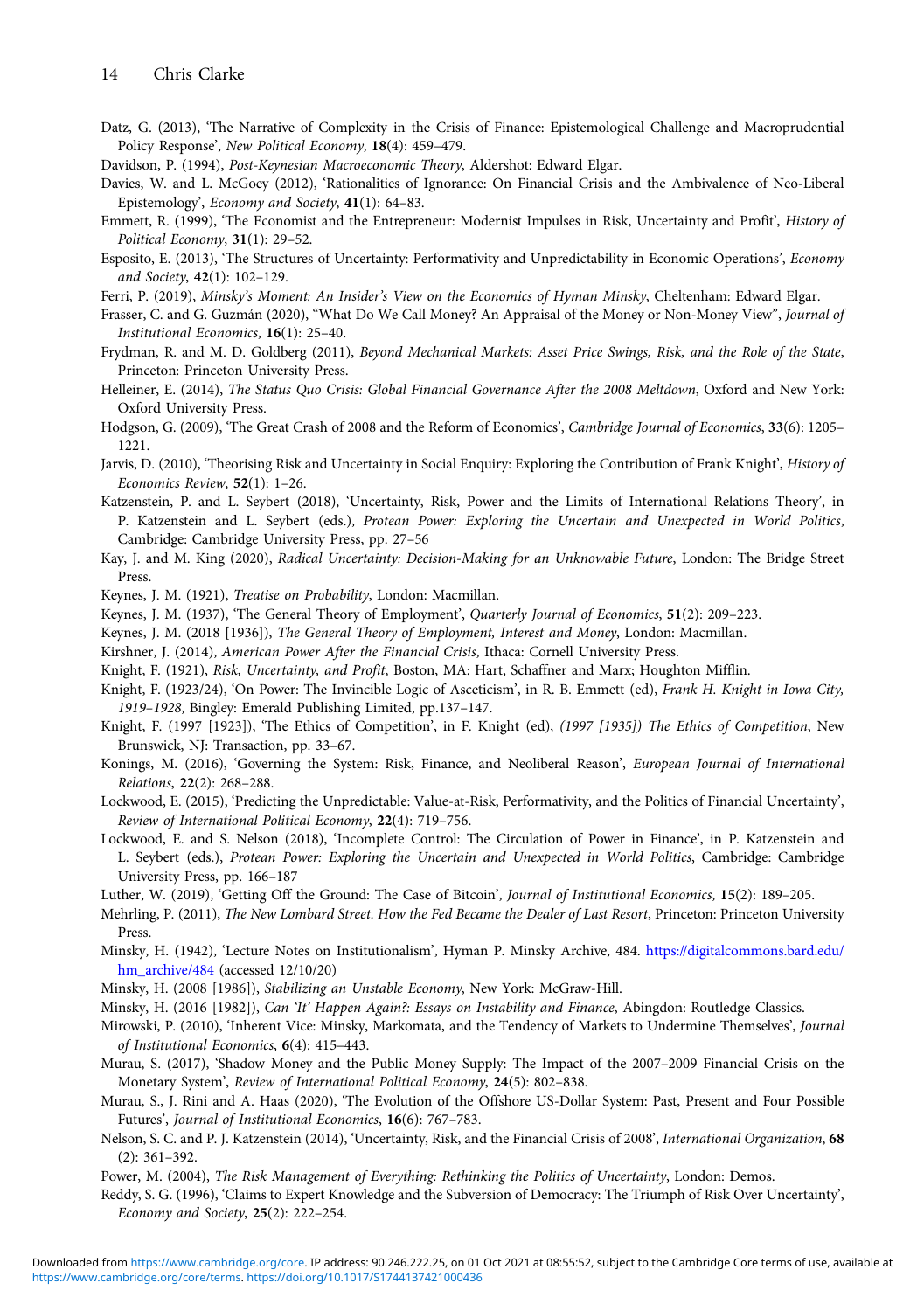Datz, G. (2013), 'The Narrative of Complexity in the Crisis of Finance: Epistemological Challenge and Macroprudential Policy Response', *New Political Economy*, **18**(4): 459–479.

Davidson, P. (1994), *Post-Keynesian Macroeconomic Theory*, Aldershot: Edward Elgar.

Davies, W. and L. McGoey (2012), 'Rationalities of Ignorance: On Financial Crisis and the Ambivalence of Neo-Liberal Epistemology', *Economy and Society*, **41**(1): 64–83.

Emmett, R. (1999), 'The Economist and the Entrepreneur: Modernist Impulses in Risk, Uncertainty and Profit', *History of Political Economy*, **31**(1): 29–52.

Esposito, E. (2013), 'The Structures of Uncertainty: Performativity and Unpredictability in Economic Operations', *Economy and Society*, **42**(1): 102–129.

Ferri, P. (2019), *Minsky's Moment: An Insider's View on the Economics of Hyman Minsky*, Cheltenham: Edward Elgar.

Frasser, C. and G. Guzmán (2020), "What Do We Call Money? An Appraisal of the Money or Non-Money View", *Journal of Institutional Economics*, **16**(1): 25–40.

Frydman, R. and M. D. Goldberg (2011), *Beyond Mechanical Markets: Asset Price Swings, Risk, and the Role of the State*, Princeton: Princeton University Press.

Helleiner, E. (2014), *The Status Quo Crisis: Global Financial Governance After the 2008 Meltdown*, Oxford and New York: Oxford University Press.

Hodgson, G. (2009), 'The Great Crash of 2008 and the Reform of Economics', *Cambridge Journal of Economics*, **33**(6): 1205–1221.

Jarvis, D. (2010), 'Theorising Risk and Uncertainty in Social Enquiry: Exploring the Contribution of Frank Knight', *History of Economics Review*, **52**(1): 1–26.

Katzenstein, P. and L. Seybert (2018), 'Uncertainty, Risk, Power and the Limits of International Relations Theory', in P. Katzenstein and L. Seybert (eds.), *Protean Power: Exploring the Uncertain and Unexpected in World Politics*, Cambridge: Cambridge University Press, pp. 27–56

Kay, J. and M. King (2020), *Radical Uncertainty: Decision-Making for an Unknowable Future*, London: The Bridge Street Press.

Keynes, J. M. (1921), *Treatise on Probability*, London: Macmillan.

Keynes, J. M. (1937), 'The General Theory of Employment', *Quarterly Journal of Economics*, **51**(2): 209–223.

Keynes, J. M. (2018 [1936]), *The General Theory of Employment, Interest and Money*, London: Macmillan.

Kirshner, J. (2014), *American Power After the Financial Crisis*, Ithaca: Cornell University Press.

Knight, F. (1921), *Risk, Uncertainty, and Profit*, Boston, MA: Hart, Schaffner and Marx; Houghton Mifflin.

Knight, F. (1923/24), 'On Power: The Invincible Logic of Asceticism', in R. B. Emmett (ed), *Frank H. Knight in Iowa City, 1919–1928*, Bingley: Emerald Publishing Limited, pp.137–147.

Knight, F. (1997 [1923]), 'The Ethics of Competition', in F. Knight (ed), *(1997 [1935]) The Ethics of Competition*, New Brunswick, NJ: Transaction, pp. 33–67.

Konings, M. (2016), 'Governing the System: Risk, Finance, and Neoliberal Reason', *European Journal of International Relations*, **22**(2): 268–288.

Lockwood, E. (2015), 'Predicting the Unpredictable: Value-at-Risk, Performativity, and the Politics of Financial Uncertainty', *Review of International Political Economy*, **22**(4): 719–756.

Lockwood, E. and S. Nelson (2018), 'Incomplete Control: The Circulation of Power in Finance', in P. Katzenstein and L. Seybert (eds.), *Protean Power: Exploring the Uncertain and Unexpected in World Politics*, Cambridge: Cambridge University Press, pp. 166–187

Luther, W. (2019), 'Getting Off the Ground: The Case of Bitcoin', *Journal of Institutional Economics*, **15**(2): 189–205.

Mehrling, P. (2011), *The New Lombard Street. How the Fed Became the Dealer of Last Resort*, Princeton: Princeton University Press.

Minsky, H. (1942), 'Lecture Notes on Institutionalism', Hyman P. Minsky Archive, 484. https://digitalcommons.bard.edu/hm_archive/484 (accessed 12/10/20)

Minsky, H. (2008 [1986]), *Stabilizing an Unstable Economy*, New York: McGraw-Hill.

Minsky, H. (2016 [1982]), *Can 'It' Happen Again?: Essays on Instability and Finance*, Abingdon: Routledge Classics.

Mirowski, P. (2010), 'Inherent Vice: Minsky, Markomata, and the Tendency of Markets to Undermine Themselves', *Journal of Institutional Economics*, **6**(4): 415–443.

Murau, S. (2017), 'Shadow Money and the Public Money Supply: The Impact of the 2007–2009 Financial Crisis on the Monetary System', *Review of International Political Economy*, **24**(5): 802–838.

Murau, S., J. Rini and A. Haas (2020), 'The Evolution of the Offshore US-Dollar System: Past, Present and Four Possible Futures', *Journal of Institutional Economics*, **16**(6): 767–783.

Nelson, S. C. and P. J. Katzenstein (2014), 'Uncertainty, Risk, and the Financial Crisis of 2008', *International Organization*, **68** (2): 361–392.

Power, M. (2004), *The Risk Management of Everything: Rethinking the Politics of Uncertainty*, London: Demos.

Reddy, S. G. (1996), 'Claims to Expert Knowledge and the Subversion of Democracy: The Triumph of Risk Over Uncertainty', *Economy and Society*, **25**(2): 222–254.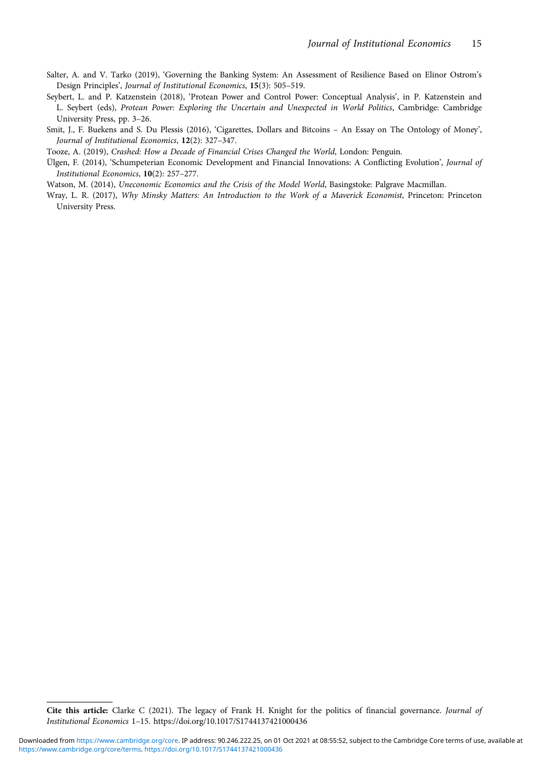Salter, A. and V. Tarko (2019), 'Governing the Banking System: An Assessment of Resilience Based on Elinor Ostrom's Design Principles', *Journal of Institutional Economics*, **15**(3): 505–519.

Seybert, L. and P. Katzenstein (2018), 'Protean Power and Control Power: Conceptual Analysis', in P. Katzenstein and L. Seybert (eds), *Protean Power: Exploring the Uncertain and Unexpected in World Politics*, Cambridge: Cambridge University Press, pp. 3–26.

Smit, J., F. Buekens and S. Du Plessis (2016), 'Cigarettes, Dollars and Bitcoins – An Essay on The Ontology of Money', *Journal of Institutional Economics*, **12**(2): 327–347.

Tooze, A. (2019), *Crashed: How a Decade of Financial Crises Changed the World*, London: Penguin.

Ülgen, F. (2014), 'Schumpeterian Economic Development and Financial Innovations: A Conflicting Evolution', *Journal of Institutional Economics*, **10**(2): 257–277.

Watson, M. (2014), *Uneconomic Economics and the Crisis of the Model World*, Basingstoke: Palgrave Macmillan.

Wray, L. R. (2017), *Why Minsky Matters: An Introduction to the Work of a Maverick Economist*, Princeton: Princeton University Press.

**Cite this article:** Clarke C (2021). The legacy of Frank H. Knight for the politics of financial governance. *Journal of Institutional Economics* 1–15. https://doi.org/10.1017/S1744137421000436